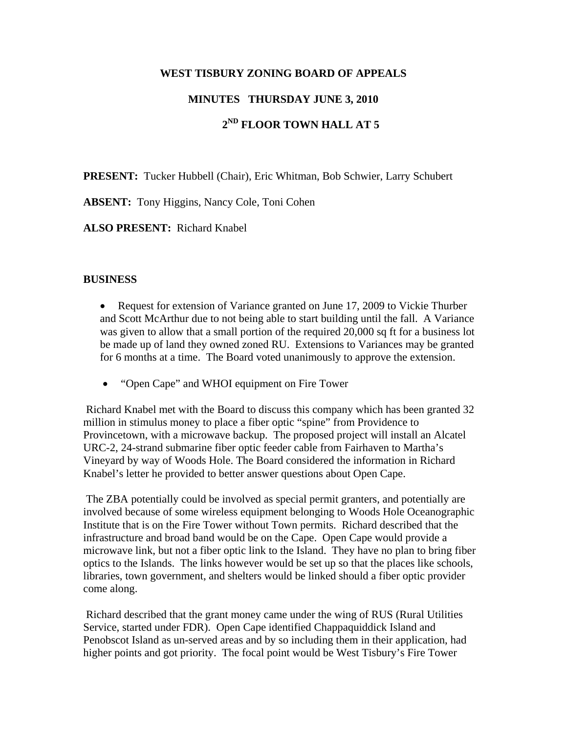# WEST TISBURY ZONING BOARD OF APPEALS

## MINUTES THURSDAY JUNE 3, 2010

## 2ND FLOOR TOWN HALL AT 5

**PRESENT:** Tucker Hubbell (Chair), Eric Whitman, Bob Schwier, Larry Schubert

**ABSENT:** Tony Higgins, Nancy Cole, Toni Cohen

**ALSO PRESENT:** Richard Knabel

**BUSINESS**

- Request for extension of Variance granted on June 17, 2009 to Vickie Thurber and Scott McArthur due to not being able to start building until the fall. A Variance was given to allow that a small portion of the required 20,000 sq ft for a business lot be made up of land they owned zoned RU. Extensions to Variances may be granted for 6 months at a time. The Board voted unanimously to approve the extension.

- "Open Cape" and WHOI equipment on Fire Tower

Richard Knabel met with the Board to discuss this company which has been granted 32 million in stimulus money to place a fiber optic "spine" from Providence to Provincetown, with a microwave backup. The proposed project will install an Alcatel URC-2, 24-strand submarine fiber optic feeder cable from Fairhaven to Martha's Vineyard by way of Woods Hole. The Board considered the information in Richard Knabel's letter he provided to better answer questions about Open Cape.

The ZBA potentially could be involved as special permit granters, and potentially are involved because of some wireless equipment belonging to Woods Hole Oceanographic Institute that is on the Fire Tower without Town permits. Richard described that the infrastructure and broad band would be on the Cape. Open Cape would provide a microwave link, but not a fiber optic link to the Island. They have no plan to bring fiber optics to the Islands. The links however would be set up so that the places like schools, libraries, town government, and shelters would be linked should a fiber optic provider come along.

Richard described that the grant money came under the wing of RUS (Rural Utilities Service, started under FDR). Open Cape identified Chappaquiddick Island and Penobscot Island as un-served areas and by so including them in their application, had higher points and got priority. The focal point would be West Tisbury's Fire Tower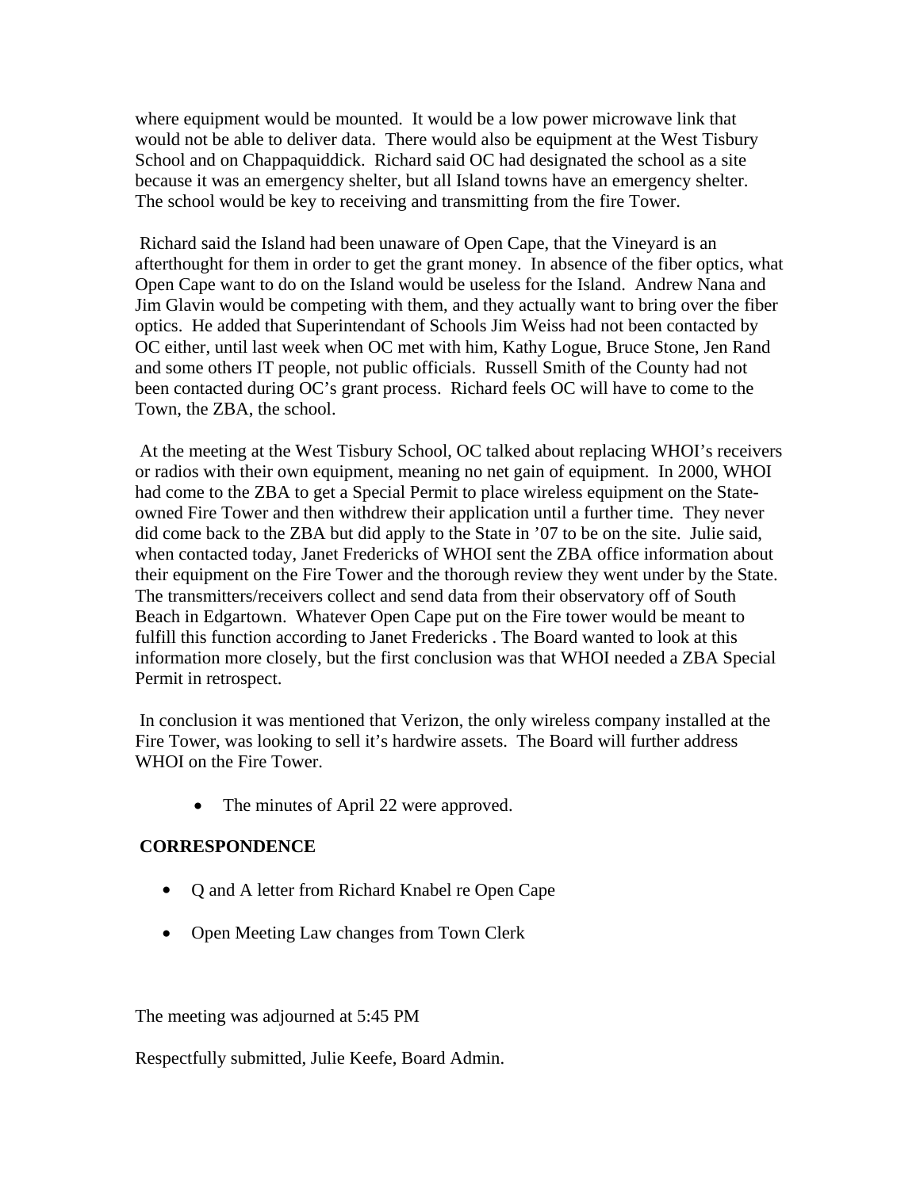where equipment would be mounted. It would be a low power microwave link that would not be able to deliver data. There would also be equipment at the West Tisbury School and on Chappaquiddick. Richard said OC had designated the school as a site because it was an emergency shelter, but all Island towns have an emergency shelter. The school would be key to receiving and transmitting from the fire Tower.

Richard said the Island had been unaware of Open Cape, that the Vineyard is an afterthought for them in order to get the grant money. In absence of the fiber optics, what Open Cape want to do on the Island would be useless for the Island. Andrew Nana and Jim Glavin would be competing with them, and they actually want to bring over the fiber optics. He added that Superintendant of Schools Jim Weiss had not been contacted by OC either, until last week when OC met with him, Kathy Logue, Bruce Stone, Jen Rand and some others IT people, not public officials. Russell Smith of the County had not been contacted during OC's grant process. Richard feels OC will have to come to the Town, the ZBA, the school.

At the meeting at the West Tisbury School, OC talked about replacing WHOI's receivers or radios with their own equipment, meaning no net gain of equipment. In 2000, WHOI had come to the ZBA to get a Special Permit to place wireless equipment on the State-owned Fire Tower and then withdrew their application until a further time. They never did come back to the ZBA but did apply to the State in '07 to be on the site. Julie said, when contacted today, Janet Fredericks of WHOI sent the ZBA office information about their equipment on the Fire Tower and the thorough review they went under by the State. The transmitters/receivers collect and send data from their observatory off of South Beach in Edgartown. Whatever Open Cape put on the Fire tower would be meant to fulfill this function according to Janet Fredericks . The Board wanted to look at this information more closely, but the first conclusion was that WHOI needed a ZBA Special Permit in retrospect.

In conclusion it was mentioned that Verizon, the only wireless company installed at the Fire Tower, was looking to sell it's hardwire assets. The Board will further address WHOI on the Fire Tower.

- The minutes of April 22 were approved.

**CORRESPONDENCE**

- Q and A letter from Richard Knabel re Open Cape
- Open Meeting Law changes from Town Clerk

The meeting was adjourned at 5:45 PM

Respectfully submitted, Julie Keefe, Board Admin.